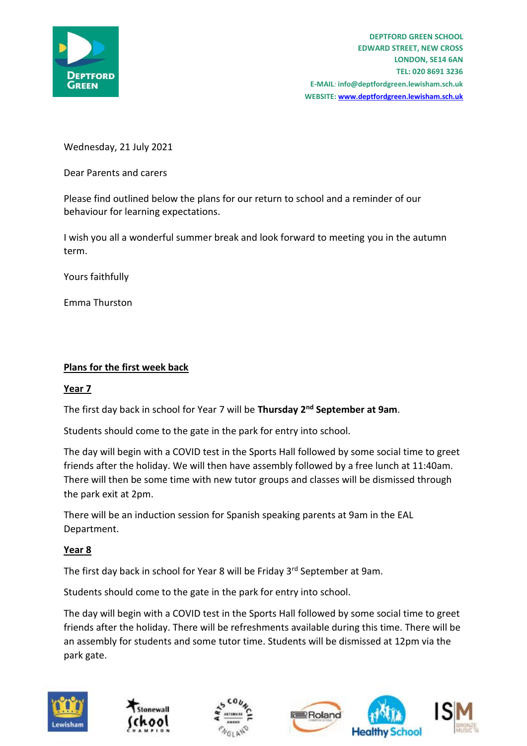DEPTFORD GREEN SCHOOL
EDWARD STREET, NEW CROSS
LONDON, SE14 6AN
TEL: 020 8691 3236
E-MAIL: info@deptfordgreen.lewisham.sch.uk
WEBSITE: www.deptfordgreen.lewisham.sch.uk

Wednesday, 21 July 2021

Dear Parents and carers

Please find outlined below the plans for our return to school and a reminder of our behaviour for learning expectations.

I wish you all a wonderful summer break and look forward to meeting you in the autumn term.

Yours faithfully

Emma Thurston

## Plans for the first week back

### Year 7

The first day back in school for Year 7 will be **Thursday 2nd September at 9am**.

Students should come to the gate in the park for entry into school.

The day will begin with a COVID test in the Sports Hall followed by some social time to greet friends after the holiday. We will then have assembly followed by a free lunch at 11:40am. There will then be some time with new tutor groups and classes will be dismissed through the park exit at 2pm.

There will be an induction session for Spanish speaking parents at 9am in the EAL Department.

### Year 8

The first day back in school for Year 8 will be Friday 3rd September at 9am.

Students should come to the gate in the park for entry into school.

The day will begin with a COVID test in the Sports Hall followed by some social time to greet friends after the holiday. There will be refreshments available during this time. There will be an assembly for students and some tutor time. Students will be dismissed at 12pm via the park gate.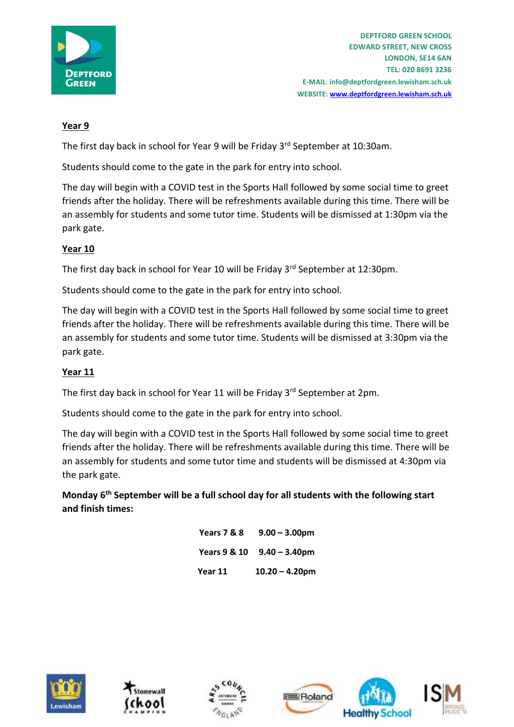**Year 9**

The first day back in school for Year 9 will be Friday 3rd September at 10:30am.

Students should come to the gate in the park for entry into school.

The day will begin with a COVID test in the Sports Hall followed by some social time to greet friends after the holiday. There will be refreshments available during this time. There will be an assembly for students and some tutor time. Students will be dismissed at 1:30pm via the park gate.

**Year 10**

The first day back in school for Year 10 will be Friday 3rd September at 12:30pm.

Students should come to the gate in the park for entry into school.

The day will begin with a COVID test in the Sports Hall followed by some social time to greet friends after the holiday. There will be refreshments available during this time. There will be an assembly for students and some tutor time. Students will be dismissed at 3:30pm via the park gate.

**Year 11**

The first day back in school for Year 11 will be Friday 3rd September at 2pm.

Students should come to the gate in the park for entry into school.

The day will begin with a COVID test in the Sports Hall followed by some social time to greet friends after the holiday. There will be refreshments available during this time. There will be an assembly for students and some tutor time and students will be dismissed at 4:30pm via the park gate.

**Monday 6th September will be a full school day for all students with the following start and finish times:**

| | |
|---|---|
| **Years 7 & 8** | **9.00 – 3.00pm** |
| **Years 9 & 10** | **9.40 – 3.40pm** |
| **Year 11** | **10.20 – 4.20pm** |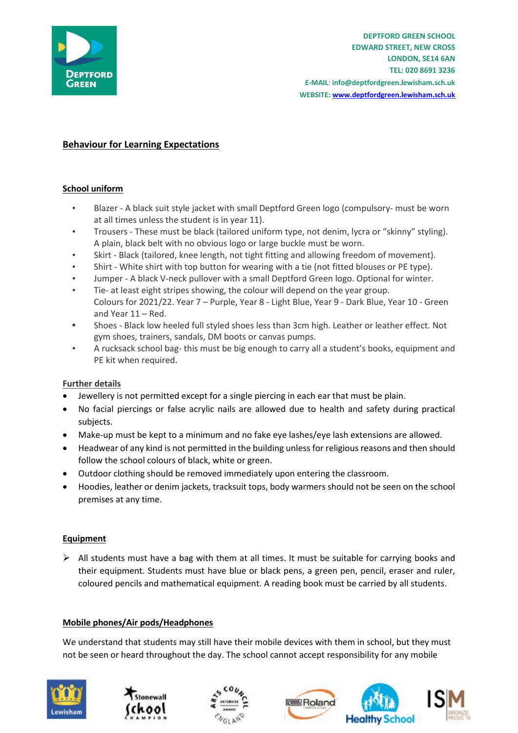DEPTFORD GREEN SCHOOL
EDWARD STREET, NEW CROSS
LONDON, SE14 6AN
TEL: 020 8691 3236
E-MAIL: info@deptfordgreen.lewisham.sch.uk
WEBSITE: www.deptfordgreen.lewisham.sch.uk

## Behaviour for Learning Expectations

### School uniform

- Blazer - A black suit style jacket with small Deptford Green logo (compulsory- must be worn at all times unless the student is in year 11).
- Trousers - These must be black (tailored uniform type, not denim, lycra or "skinny" styling). A plain, black belt with no obvious logo or large buckle must be worn.
- Skirt - Black (tailored, knee length, not tight fitting and allowing freedom of movement).
- Shirt - White shirt with top button for wearing with a tie (not fitted blouses or PE type).
- Jumper - A black V-neck pullover with a small Deptford Green logo. Optional for winter.
- Tie- at least eight stripes showing, the colour will depend on the year group. Colours for 2021/22. Year 7 – Purple, Year 8 - Light Blue, Year 9 - Dark Blue, Year 10 - Green and Year 11 – Red.
- Shoes - Black low heeled full styled shoes less than 3cm high. Leather or leather effect. Not gym shoes, trainers, sandals, DM boots or canvas pumps.
- A rucksack school bag- this must be big enough to carry all a student's books, equipment and PE kit when required.

### Further details

- Jewellery is not permitted except for a single piercing in each ear that must be plain.
- No facial piercings or false acrylic nails are allowed due to health and safety during practical subjects.
- Make-up must be kept to a minimum and no fake eye lashes/eye lash extensions are allowed.
- Headwear of any kind is not permitted in the building unless for religious reasons and then should follow the school colours of black, white or green.
- Outdoor clothing should be removed immediately upon entering the classroom.
- Hoodies, leather or denim jackets, tracksuit tops, body warmers should not be seen on the school premises at any time.

### Equipment

- All students must have a bag with them at all times. It must be suitable for carrying books and their equipment. Students must have blue or black pens, a green pen, pencil, eraser and ruler, coloured pencils and mathematical equipment. A reading book must be carried by all students.

### Mobile phones/Air pods/Headphones

We understand that students may still have their mobile devices with them in school, but they must not be seen or heard throughout the day. The school cannot accept responsibility for any mobile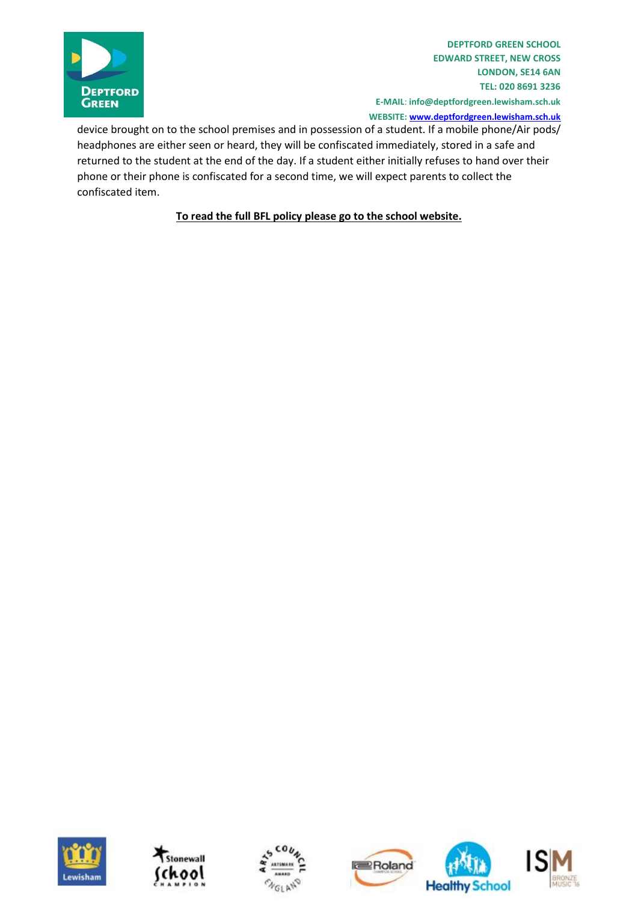device brought on to the school premises and in possession of a student. If a mobile phone/Air pods/ headphones are either seen or heard, they will be confiscated immediately, stored in a safe and returned to the student at the end of the day. If a student either initially refuses to hand over their phone or their phone is confiscated for a second time, we will expect parents to collect the confiscated item.

**To read the full BFL policy please go to the school website.**